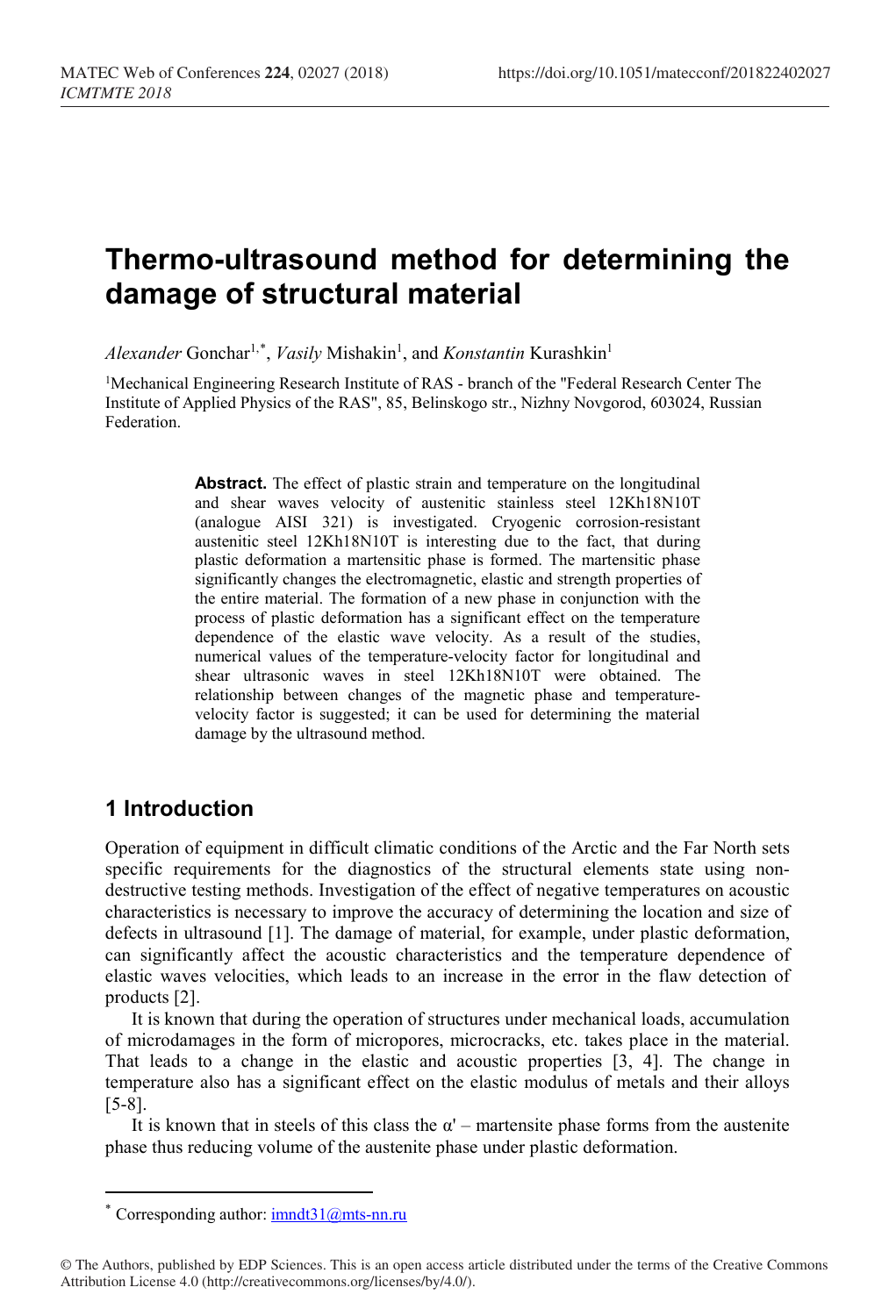# Thermo-ultrasound method for determining the damage of structural material

*Alexander* Gonchar[1,*], *Vasily* Mishakin[1], and *Konstantin* Kurashkin[1]

[1]Mechanical Engineering Research Institute of RAS - branch of the "Federal Research Center The Institute of Applied Physics of the RAS", 85, Belinskogo str., Nizhny Novgorod, 603024, Russian Federation.

**Abstract.** The effect of plastic strain and temperature on the longitudinal and shear waves velocity of austenitic stainless steel 12Kh18N10T (analogue AISI 321) is investigated. Cryogenic corrosion-resistant austenitic steel 12Kh18N10T is interesting due to the fact, that during plastic deformation a martensitic phase is formed. The martensitic phase significantly changes the electromagnetic, elastic and strength properties of the entire material. The formation of a new phase in conjunction with the process of plastic deformation has a significant effect on the temperature dependence of the elastic wave velocity. As a result of the studies, numerical values of the temperature-velocity factor for longitudinal and shear ultrasonic waves in steel 12Kh18N10T were obtained. The relationship between changes of the magnetic phase and temperature-velocity factor is suggested; it can be used for determining the material damage by the ultrasound method.

## 1 Introduction

Operation of equipment in difficult climatic conditions of the Arctic and the Far North sets specific requirements for the diagnostics of the structural elements state using non-destructive testing methods. Investigation of the effect of negative temperatures on acoustic characteristics is necessary to improve the accuracy of determining the location and size of defects in ultrasound [1]. The damage of material, for example, under plastic deformation, can significantly affect the acoustic characteristics and the temperature dependence of elastic waves velocities, which leads to an increase in the error in the flaw detection of products [2].

It is known that during the operation of structures under mechanical loads, accumulation of microdamages in the form of micropores, microcracks, etc. takes place in the material. That leads to a change in the elastic and acoustic properties [3, 4]. The change in temperature also has a significant effect on the elastic modulus of metals and their alloys [5-8].

It is known that in steels of this class the α' – martensite phase forms from the austenite phase thus reducing volume of the austenite phase under plastic deformation.

* Corresponding author: imndt31@mts-nn.ru

© The Authors, published by EDP Sciences. This is an open access article distributed under the terms of the Creative Commons Attribution License 4.0 (http://creativecommons.org/licenses/by/4.0/).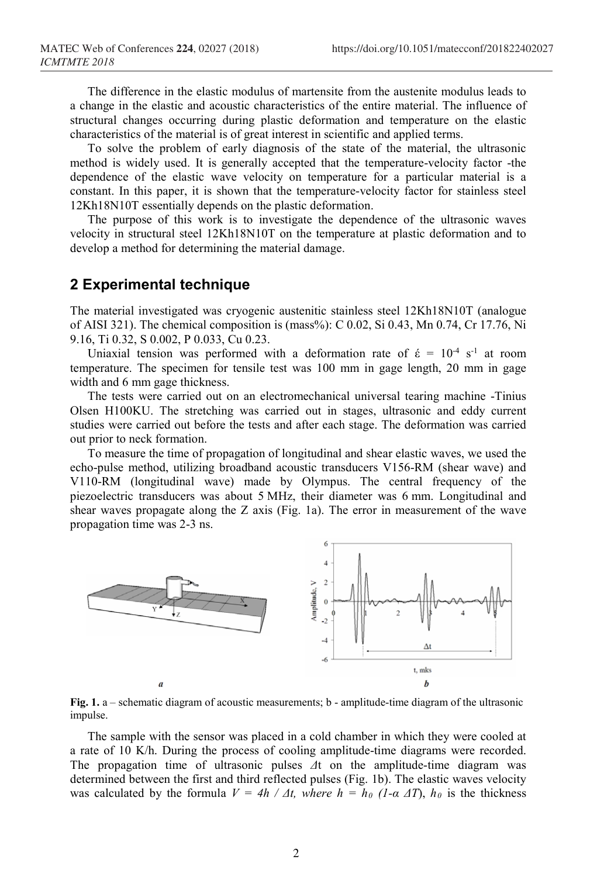The difference in the elastic modulus of martensite from the austenite modulus leads to a change in the elastic and acoustic characteristics of the entire material. The influence of structural changes occurring during plastic deformation and temperature on the elastic characteristics of the material is of great interest in scientific and applied terms.

To solve the problem of early diagnosis of the state of the material, the ultrasonic method is widely used. It is generally accepted that the temperature-velocity factor -the dependence of the elastic wave velocity on temperature for a particular material is a constant. In this paper, it is shown that the temperature-velocity factor for stainless steel 12Kh18N10T essentially depends on the plastic deformation.

The purpose of this work is to investigate the dependence of the ultrasonic waves velocity in structural steel 12Kh18N10T on the temperature at plastic deformation and to develop a method for determining the material damage.

## 2 Experimental technique

The material investigated was cryogenic austenitic stainless steel 12Kh18N10T (analogue of AISI 321). The chemical composition is (mass%): C 0.02, Si 0.43, Mn 0.74, Cr 17.76, Ni 9.16, Ti 0.32, S 0.002, P 0.033, Cu 0.23.

Uniaxial tension was performed with a deformation rate of $\dot{\varepsilon} = 10^{-4}$ s$^{-1}$ at room temperature. The specimen for tensile test was 100 mm in gage length, 20 mm in gage width and 6 mm gage thickness.

The tests were carried out on an electromechanical universal tearing machine -Tinius Olsen H100KU. The stretching was carried out in stages, ultrasonic and eddy current studies were carried out before the tests and after each stage. The deformation was carried out prior to neck formation.

To measure the time of propagation of longitudinal and shear elastic waves, we used the echo-pulse method, utilizing broadband acoustic transducers V156-RM (shear wave) and V110-RM (longitudinal wave) made by Olympus. The central frequency of the piezoelectric transducers was about 5 MHz, their diameter was 6 mm. Longitudinal and shear waves propagate along the Z axis (Fig. 1a). The error in measurement of the wave propagation time was 2-3 ns.

**Fig. 1.** a – schematic diagram of acoustic measurements; b - amplitude-time diagram of the ultrasonic impulse.

The sample with the sensor was placed in a cold chamber in which they were cooled at a rate of 10 K/h. During the process of cooling amplitude-time diagrams were recorded. The propagation time of ultrasonic pulses $\Delta t$ on the amplitude-time diagram was determined between the first and third reflected pulses (Fig. 1b). The elastic waves velocity was calculated by the formula $V = 4h / \Delta t$, where $h = h_0 (1-\alpha \Delta T)$, $h_0$ is the thickness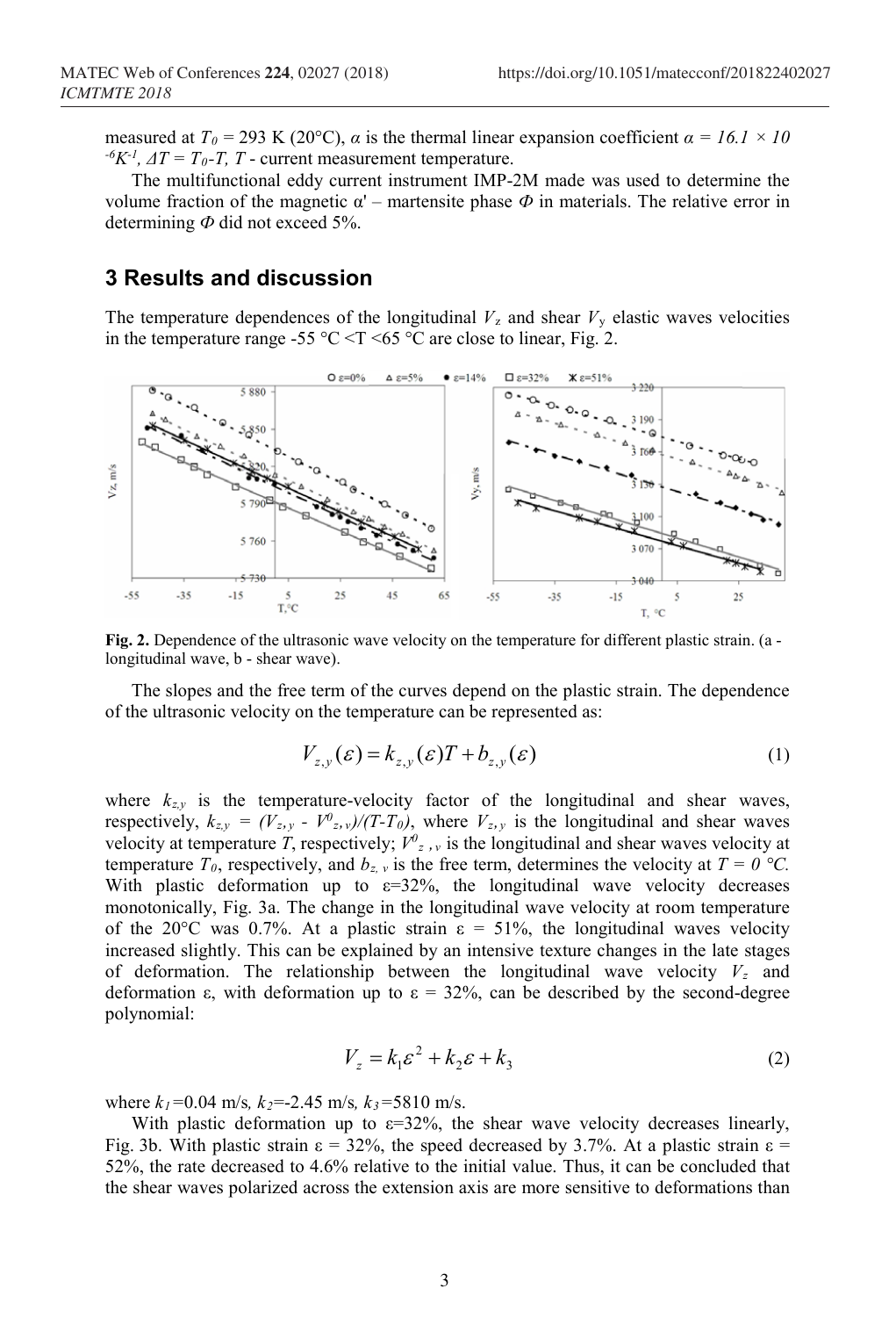measured at $T_0$ = 293 K (20°C), $\alpha$ is the thermal linear expansion coefficient $\alpha = 16.1 \times 10^{-6} K^{-1}$, $\Delta T = T_0 - T$, $T$ - current measurement temperature.

The multifunctional eddy current instrument IMP-2M made was used to determine the volume fraction of the magnetic α' – martensite phase $\Phi$ in materials. The relative error in determining $\Phi$ did not exceed 5%.

## 3 Results and discussion

The temperature dependences of the longitudinal $V_z$ and shear $V_y$ elastic waves velocities in the temperature range -55 °C <T <65 °C are close to linear, Fig. 2.

**Fig. 2.** Dependence of the ultrasonic wave velocity on the temperature for different plastic strain. (a - longitudinal wave, b - shear wave).

The slopes and the free term of the curves depend on the plastic strain. The dependence of the ultrasonic velocity on the temperature can be represented as:

$$V_{z,y}(\varepsilon) = k_{z,y}(\varepsilon)T + b_{z,y}(\varepsilon) \tag{1}$$

where $k_{z,y}$ is the temperature-velocity factor of the longitudinal and shear waves, respectively, $k_{z,y} = (V_{z,y} - V^0_{z,y})/(T-T_0)$, where $V_{z,y}$ is the longitudinal and shear waves velocity at temperature $T$, respectively; $V^0_{z,y}$ is the longitudinal and shear waves velocity at temperature $T_0$, respectively, and $b_{z,y}$ is the free term, determines the velocity at $T = 0$ °C. With plastic deformation up to ε=32%, the longitudinal wave velocity decreases monotonically, Fig. 3a. The change in the longitudinal wave velocity at room temperature of the 20°C was 0.7%. At a plastic strain ε = 51%, the longitudinal waves velocity increased slightly. This can be explained by an intensive texture changes in the late stages of deformation. The relationship between the longitudinal wave velocity $V_z$ and deformation ε, with deformation up to ε = 32%, can be described by the second-degree polynomial:

$$V_z = k_1\varepsilon^2 + k_2\varepsilon + k_3 \tag{2}$$

where $k_1$=0.04 m/s, $k_2$=-2.45 m/s, $k_3$=5810 m/s.

With plastic deformation up to ε=32%, the shear wave velocity decreases linearly, Fig. 3b. With plastic strain ε = 32%, the speed decreased by 3.7%. At a plastic strain ε = 52%, the rate decreased to 4.6% relative to the initial value. Thus, it can be concluded that the shear waves polarized across the extension axis are more sensitive to deformations than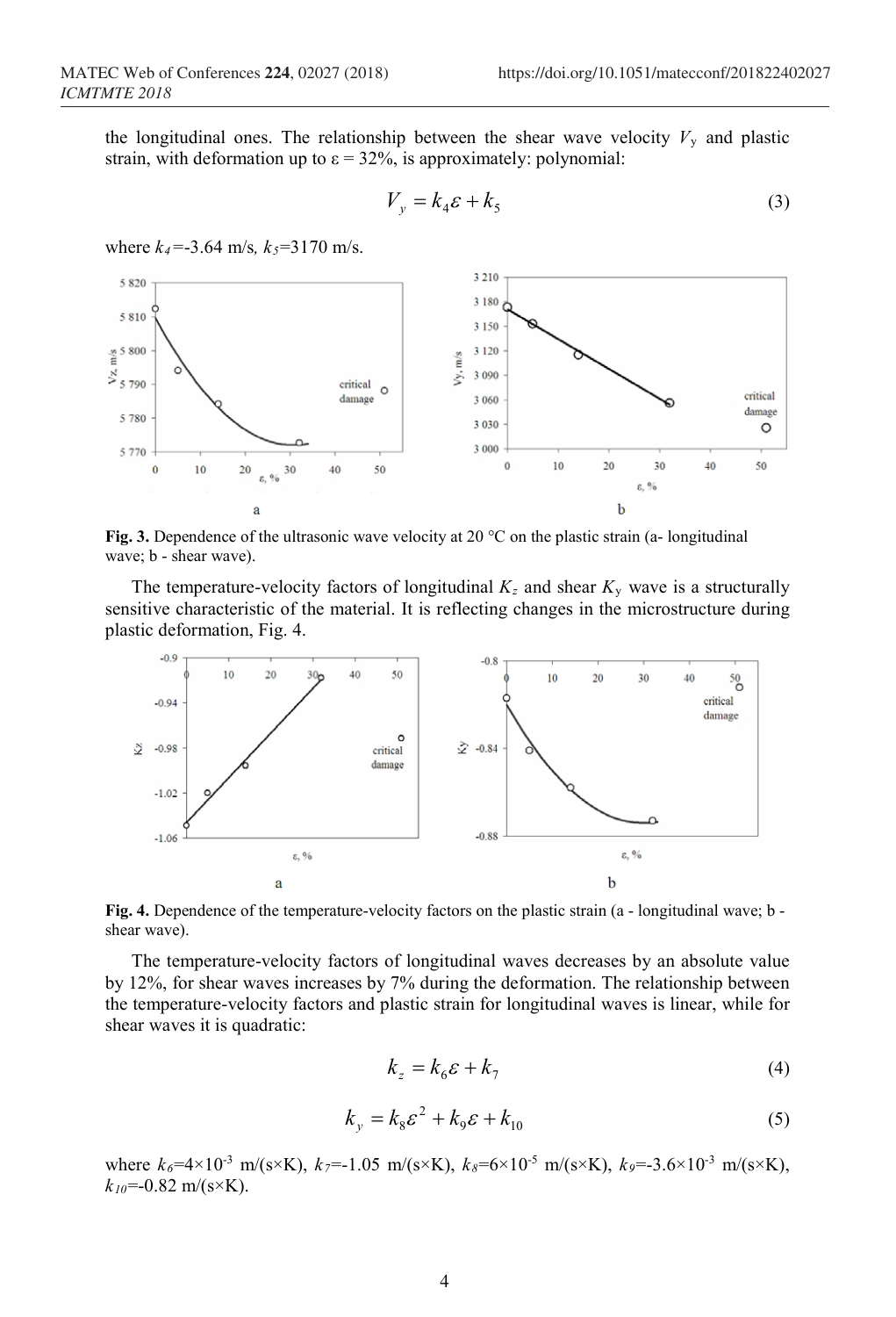the longitudinal ones. The relationship between the shear wave velocity $V_y$ and plastic strain, with deformation up to $\varepsilon = 32\%$, is approximately: polynomial:

$$V_y = k_4 \varepsilon + k_5 \tag{3}$$

where $k_4$=-3.64 m/s, $k_5$=3170 m/s.

**Fig. 3.** Dependence of the ultrasonic wave velocity at 20 °C on the plastic strain (a- longitudinal wave; b - shear wave).

The temperature-velocity factors of longitudinal $K_z$ and shear $K_y$ wave is a structurally sensitive characteristic of the material. It is reflecting changes in the microstructure during plastic deformation, Fig. 4.

**Fig. 4.** Dependence of the temperature-velocity factors on the plastic strain (a - longitudinal wave; b - shear wave).

The temperature-velocity factors of longitudinal waves decreases by an absolute value by 12%, for shear waves increases by 7% during the deformation. The relationship between the temperature-velocity factors and plastic strain for longitudinal waves is linear, while for shear waves it is quadratic:

$$k_z = k_6 \varepsilon + k_7 \tag{4}$$

$$k_y = k_8 \varepsilon^2 + k_9 \varepsilon + k_{10} \tag{5}$$

where $k_6=4\times10^{-3}$ m/(s×K), $k_7$=-1.05 m/(s×K), $k_8=6\times10^{-5}$ m/(s×K), $k_9=-3.6\times10^{-3}$ m/(s×K), $k_{10}$=-0.82 m/(s×K).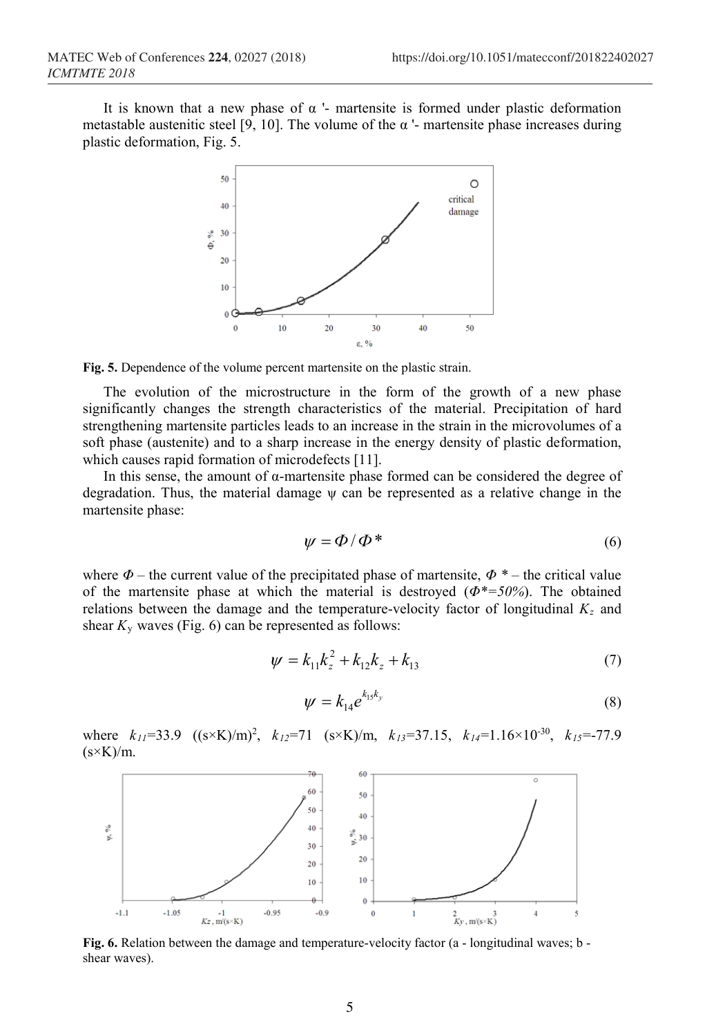It is known that a new phase of α '- martensite is formed under plastic deformation metastable austenitic steel [9, 10]. The volume of the α '- martensite phase increases during plastic deformation, Fig. 5.

**Fig. 5.** Dependence of the volume percent martensite on the plastic strain.

The evolution of the microstructure in the form of the growth of a new phase significantly changes the strength characteristics of the material. Precipitation of hard strengthening martensite particles leads to an increase in the strain in the microvolumes of a soft phase (austenite) and to a sharp increase in the energy density of plastic deformation, which causes rapid formation of microdefects [11].

In this sense, the amount of α-martensite phase formed can be considered the degree of degradation. Thus, the material damage ψ can be represented as a relative change in the martensite phase:

$$\psi = \Phi / \Phi^* \tag{6}$$

where $\Phi$ – the current value of the precipitated phase of martensite, $\Phi^*$ – the critical value of the martensite phase at which the material is destroyed ($\Phi^*=50\%$). The obtained relations between the damage and the temperature-velocity factor of longitudinal $K_z$ and shear $K_y$ waves (Fig. 6) can be represented as follows:

$$\psi = k_{11}k_z^2 + k_{12}k_z + k_{13} \tag{7}$$

$$\psi = k_{14}e^{k_{15}k_y} \tag{8}$$

where $k_{11}$=33.9 ((s×K)/m)$^2$, $k_{12}$=71 (s×K)/m, $k_{13}$=37.15, $k_{14}$=1.16×10$^{-30}$, $k_{15}$=-77.9 (s×K)/m.

**Fig. 6.** Relation between the damage and temperature-velocity factor (a - longitudinal waves; b - shear waves).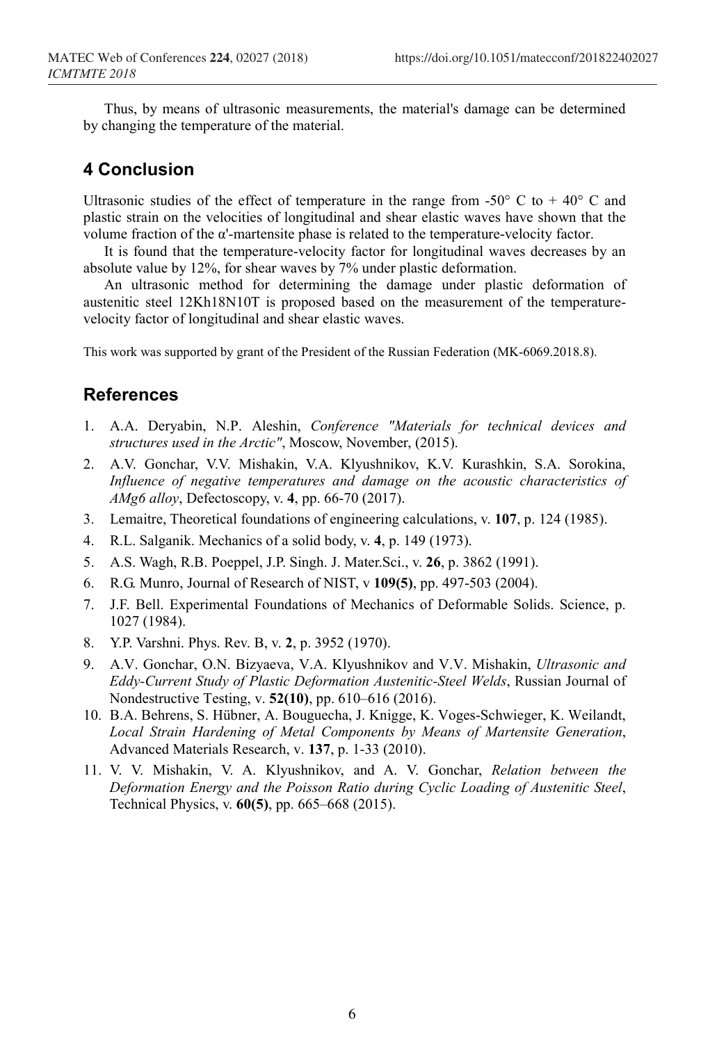Thus, by means of ultrasonic measurements, the material's damage can be determined by changing the temperature of the material.

## 4 Conclusion

Ultrasonic studies of the effect of temperature in the range from -50° C to + 40° C and plastic strain on the velocities of longitudinal and shear elastic waves have shown that the volume fraction of the α'-martensite phase is related to the temperature-velocity factor.

It is found that the temperature-velocity factor for longitudinal waves decreases by an absolute value by 12%, for shear waves by 7% under plastic deformation.

An ultrasonic method for determining the damage under plastic deformation of austenitic steel 12Kh18N10T is proposed based on the measurement of the temperature-velocity factor of longitudinal and shear elastic waves.

This work was supported by grant of the President of the Russian Federation (MK-6069.2018.8).

## References

1. A.A. Deryabin, N.P. Aleshin, *Conference "Materials for technical devices and structures used in the Arctic"*, Moscow, November, (2015).
2. A.V. Gonchar, V.V. Mishakin, V.A. Klyushnikov, K.V. Kurashkin, S.A. Sorokina, *Influence of negative temperatures and damage on the acoustic characteristics of AMg6 alloy*, Defectoscopy, v. **4**, pp. 66-70 (2017).
3. Lemaitre, Theoretical foundations of engineering calculations, v. **107**, p. 124 (1985).
4. R.L. Salganik. Mechanics of a solid body, v. **4**, p. 149 (1973).
5. A.S. Wagh, R.B. Poeppel, J.P. Singh. J. Mater.Sci., v. **26**, p. 3862 (1991).
6. R.G. Munro, Journal of Research of NIST, v **109(5)**, pp. 497-503 (2004).
7. J.F. Bell. Experimental Foundations of Mechanics of Deformable Solids. Science, p. 1027 (1984).
8. Y.P. Varshni. Phys. Rev. B, v. **2**, p. 3952 (1970).
9. A.V. Gonchar, O.N. Bizyaeva, V.A. Klyushnikov and V.V. Mishakin, *Ultrasonic and Eddy-Current Study of Plastic Deformation Austenitic-Steel Welds*, Russian Journal of Nondestructive Testing, v. **52(10)**, pp. 610–616 (2016).
10. B.A. Behrens, S. Hübner, A. Bouguecha, J. Knigge, K. Voges-Schwieger, K. Weilandt, *Local Strain Hardening of Metal Components by Means of Martensite Generation*, Advanced Materials Research, v. **137**, p. 1-33 (2010).
11. V. V. Mishakin, V. A. Klyushnikov, and A. V. Gonchar, *Relation between the Deformation Energy and the Poisson Ratio during Cyclic Loading of Austenitic Steel*, Technical Physics, v. **60(5)**, pp. 665–668 (2015).